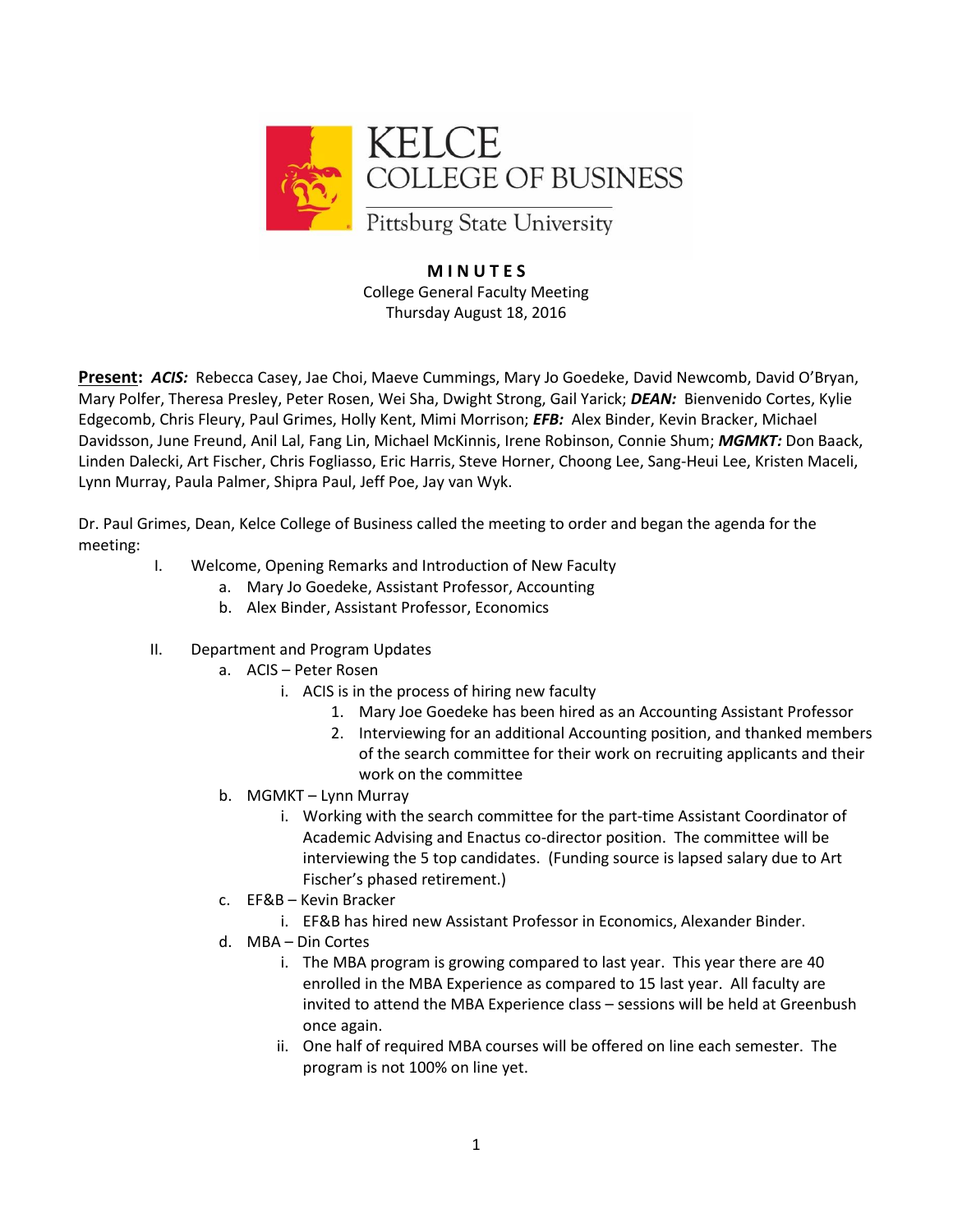KELCE COLLEGE OF BUSINESS
Pittsburg State University

# MINUTES

College General Faculty Meeting
Thursday August 18, 2016

**Present:** ***ACIS:*** Rebecca Casey, Jae Choi, Maeve Cummings, Mary Jo Goedeke, David Newcomb, David O'Bryan, Mary Polfer, Theresa Presley, Peter Rosen, Wei Sha, Dwight Strong, Gail Yarick; ***DEAN:*** Bienvenido Cortes, Kylie Edgecomb, Chris Fleury, Paul Grimes, Holly Kent, Mimi Morrison; ***EFB:*** Alex Binder, Kevin Bracker, Michael Davidsson, June Freund, Anil Lal, Fang Lin, Michael McKinnis, Irene Robinson, Connie Shum; ***MGMKT:*** Don Baack, Linden Dalecki, Art Fischer, Chris Fogliasso, Eric Harris, Steve Horner, Choong Lee, Sang-Heui Lee, Kristen Maceli, Lynn Murray, Paula Palmer, Shipra Paul, Jeff Poe, Jay van Wyk.

Dr. Paul Grimes, Dean, Kelce College of Business called the meeting to order and began the agenda for the meeting:

I. Welcome, Opening Remarks and Introduction of New Faculty
   a. Mary Jo Goedeke, Assistant Professor, Accounting
   b. Alex Binder, Assistant Professor, Economics

II. Department and Program Updates
   a. ACIS – Peter Rosen
      i. ACIS is in the process of hiring new faculty
         1. Mary Joe Goedeke has been hired as an Accounting Assistant Professor
         2. Interviewing for an additional Accounting position, and thanked members of the search committee for their work on recruiting applicants and their work on the committee
   b. MGMKT – Lynn Murray
      i. Working with the search committee for the part-time Assistant Coordinator of Academic Advising and Enactus co-director position. The committee will be interviewing the 5 top candidates. (Funding source is lapsed salary due to Art Fischer's phased retirement.)
   c. EF&B – Kevin Bracker
      i. EF&B has hired new Assistant Professor in Economics, Alexander Binder.
   d. MBA – Din Cortes
      i. The MBA program is growing compared to last year. This year there are 40 enrolled in the MBA Experience as compared to 15 last year. All faculty are invited to attend the MBA Experience class – sessions will be held at Greenbush once again.
      ii. One half of required MBA courses will be offered on line each semester. The program is not 100% on line yet.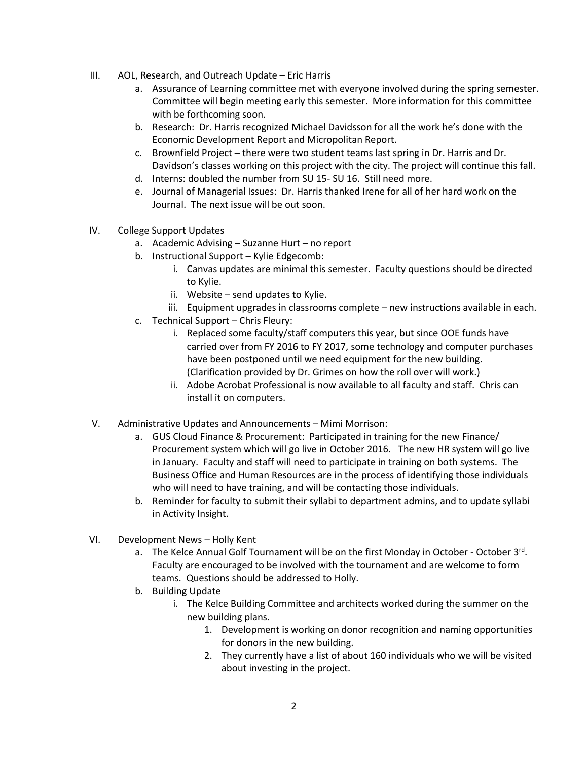III. AOL, Research, and Outreach Update – Eric Harris
   a. Assurance of Learning committee met with everyone involved during the spring semester. Committee will begin meeting early this semester. More information for this committee with be forthcoming soon.
   b. Research: Dr. Harris recognized Michael Davidsson for all the work he's done with the Economic Development Report and Micropolitan Report.
   c. Brownfield Project – there were two student teams last spring in Dr. Harris and Dr. Davidson's classes working on this project with the city. The project will continue this fall.
   d. Interns: doubled the number from SU 15- SU 16. Still need more.
   e. Journal of Managerial Issues: Dr. Harris thanked Irene for all of her hard work on the Journal. The next issue will be out soon.

IV. College Support Updates
   a. Academic Advising – Suzanne Hurt – no report
   b. Instructional Support – Kylie Edgecomb:
      i. Canvas updates are minimal this semester. Faculty questions should be directed to Kylie.
      ii. Website – send updates to Kylie.
      iii. Equipment upgrades in classrooms complete – new instructions available in each.
   c. Technical Support – Chris Fleury:
      i. Replaced some faculty/staff computers this year, but since OOE funds have carried over from FY 2016 to FY 2017, some technology and computer purchases have been postponed until we need equipment for the new building. (Clarification provided by Dr. Grimes on how the roll over will work.)
      ii. Adobe Acrobat Professional is now available to all faculty and staff. Chris can install it on computers.

V. Administrative Updates and Announcements – Mimi Morrison:
   a. GUS Cloud Finance & Procurement: Participated in training for the new Finance/ Procurement system which will go live in October 2016. The new HR system will go live in January. Faculty and staff will need to participate in training on both systems. The Business Office and Human Resources are in the process of identifying those individuals who will need to have training, and will be contacting those individuals.
   b. Reminder for faculty to submit their syllabi to department admins, and to update syllabi in Activity Insight.

VI. Development News – Holly Kent
   a. The Kelce Annual Golf Tournament will be on the first Monday in October - October 3rd. Faculty are encouraged to be involved with the tournament and are welcome to form teams. Questions should be addressed to Holly.
   b. Building Update
      i. The Kelce Building Committee and architects worked during the summer on the new building plans.
         1. Development is working on donor recognition and naming opportunities for donors in the new building.
         2. They currently have a list of about 160 individuals who we will be visited about investing in the project.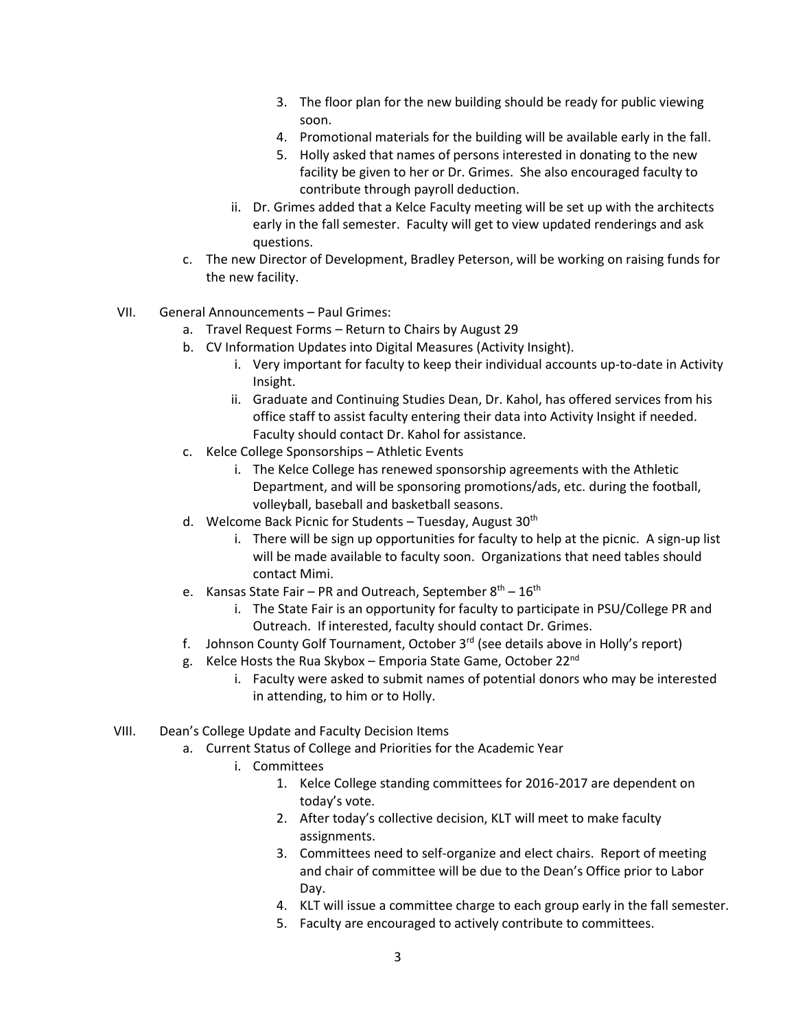3. The floor plan for the new building should be ready for public viewing soon.
   4. Promotional materials for the building will be available early in the fall.
   5. Holly asked that names of persons interested in donating to the new facility be given to her or Dr. Grimes. She also encouraged faculty to contribute through payroll deduction.

  ii. Dr. Grimes added that a Kelce Faculty meeting will be set up with the architects early in the fall semester. Faculty will get to view updated renderings and ask questions.

 c. The new Director of Development, Bradley Peterson, will be working on raising funds for the new facility.

VII. General Announcements – Paul Grimes:

 a. Travel Request Forms – Return to Chairs by August 29
 b. CV Information Updates into Digital Measures (Activity Insight).
  i. Very important for faculty to keep their individual accounts up-to-date in Activity Insight.
  ii. Graduate and Continuing Studies Dean, Dr. Kahol, has offered services from his office staff to assist faculty entering their data into Activity Insight if needed. Faculty should contact Dr. Kahol for assistance.
 c. Kelce College Sponsorships – Athletic Events
  i. The Kelce College has renewed sponsorship agreements with the Athletic Department, and will be sponsoring promotions/ads, etc. during the football, volleyball, baseball and basketball seasons.
 d. Welcome Back Picnic for Students – Tuesday, August 30th
  i. There will be sign up opportunities for faculty to help at the picnic. A sign-up list will be made available to faculty soon. Organizations that need tables should contact Mimi.
 e. Kansas State Fair – PR and Outreach, September 8th – 16th
  i. The State Fair is an opportunity for faculty to participate in PSU/College PR and Outreach. If interested, faculty should contact Dr. Grimes.
 f. Johnson County Golf Tournament, October 3rd (see details above in Holly's report)
 g. Kelce Hosts the Rua Skybox – Emporia State Game, October 22nd
  i. Faculty were asked to submit names of potential donors who may be interested in attending, to him or to Holly.

VIII. Dean's College Update and Faculty Decision Items

 a. Current Status of College and Priorities for the Academic Year
  i. Committees
   1. Kelce College standing committees for 2016-2017 are dependent on today's vote.
   2. After today's collective decision, KLT will meet to make faculty assignments.
   3. Committees need to self-organize and elect chairs. Report of meeting and chair of committee will be due to the Dean's Office prior to Labor Day.
   4. KLT will issue a committee charge to each group early in the fall semester.
   5. Faculty are encouraged to actively contribute to committees.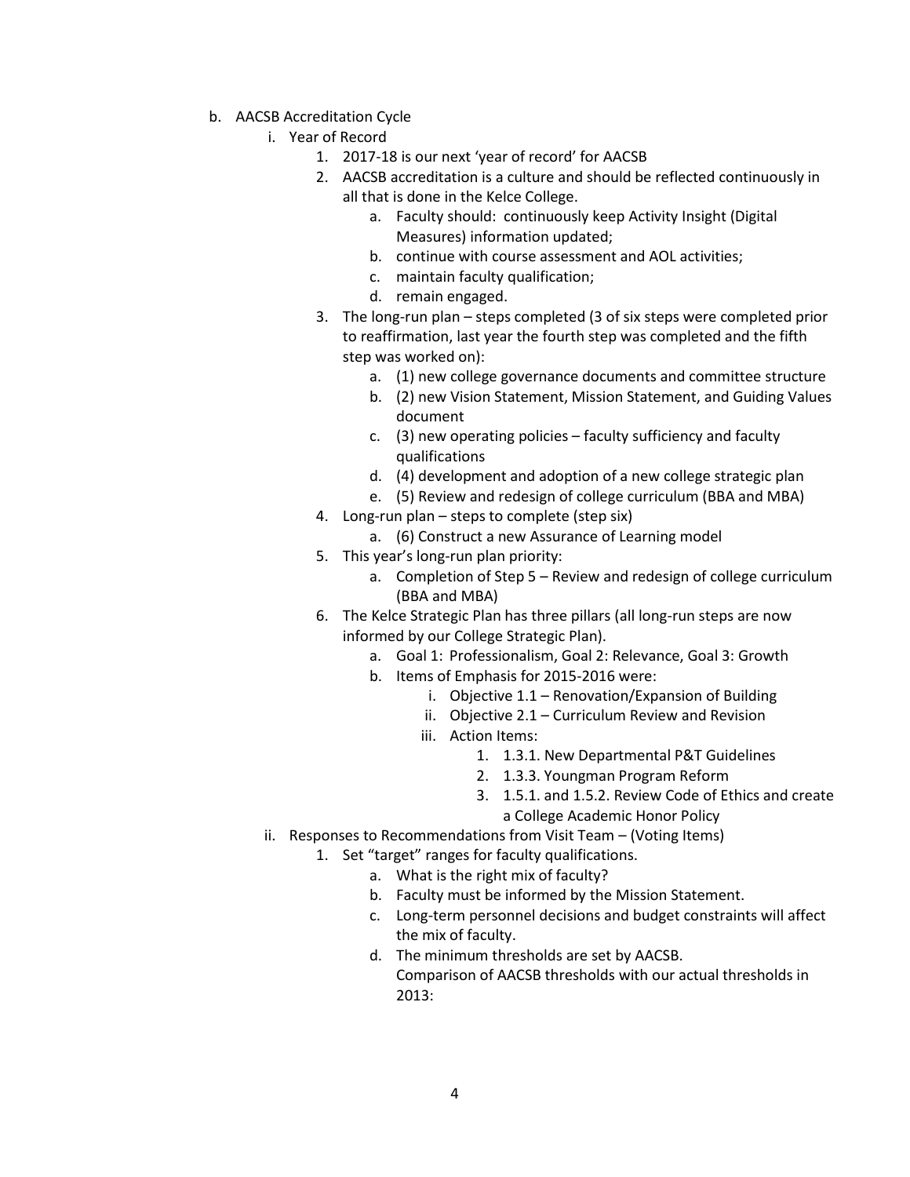b. AACSB Accreditation Cycle
    i. Year of Record
        1. 2017-18 is our next 'year of record' for AACSB
        2. AACSB accreditation is a culture and should be reflected continuously in all that is done in the Kelce College.
            a. Faculty should: continuously keep Activity Insight (Digital Measures) information updated;
            b. continue with course assessment and AOL activities;
            c. maintain faculty qualification;
            d. remain engaged.
        3. The long-run plan – steps completed (3 of six steps were completed prior to reaffirmation, last year the fourth step was completed and the fifth step was worked on):
            a. (1) new college governance documents and committee structure
            b. (2) new Vision Statement, Mission Statement, and Guiding Values document
            c. (3) new operating policies – faculty sufficiency and faculty qualifications
            d. (4) development and adoption of a new college strategic plan
            e. (5) Review and redesign of college curriculum (BBA and MBA)
        4. Long-run plan – steps to complete (step six)
            a. (6) Construct a new Assurance of Learning model
        5. This year's long-run plan priority:
            a. Completion of Step 5 – Review and redesign of college curriculum (BBA and MBA)
        6. The Kelce Strategic Plan has three pillars (all long-run steps are now informed by our College Strategic Plan).
            a. Goal 1: Professionalism, Goal 2: Relevance, Goal 3: Growth
            b. Items of Emphasis for 2015-2016 were:
                i. Objective 1.1 – Renovation/Expansion of Building
                ii. Objective 2.1 – Curriculum Review and Revision
                iii. Action Items:
                    1. 1.3.1. New Departmental P&T Guidelines
                    2. 1.3.3. Youngman Program Reform
                    3. 1.5.1. and 1.5.2. Review Code of Ethics and create a College Academic Honor Policy
    ii. Responses to Recommendations from Visit Team – (Voting Items)
        1. Set "target" ranges for faculty qualifications.
            a. What is the right mix of faculty?
            b. Faculty must be informed by the Mission Statement.
            c. Long-term personnel decisions and budget constraints will affect the mix of faculty.
            d. The minimum thresholds are set by AACSB.
               Comparison of AACSB thresholds with our actual thresholds in 2013: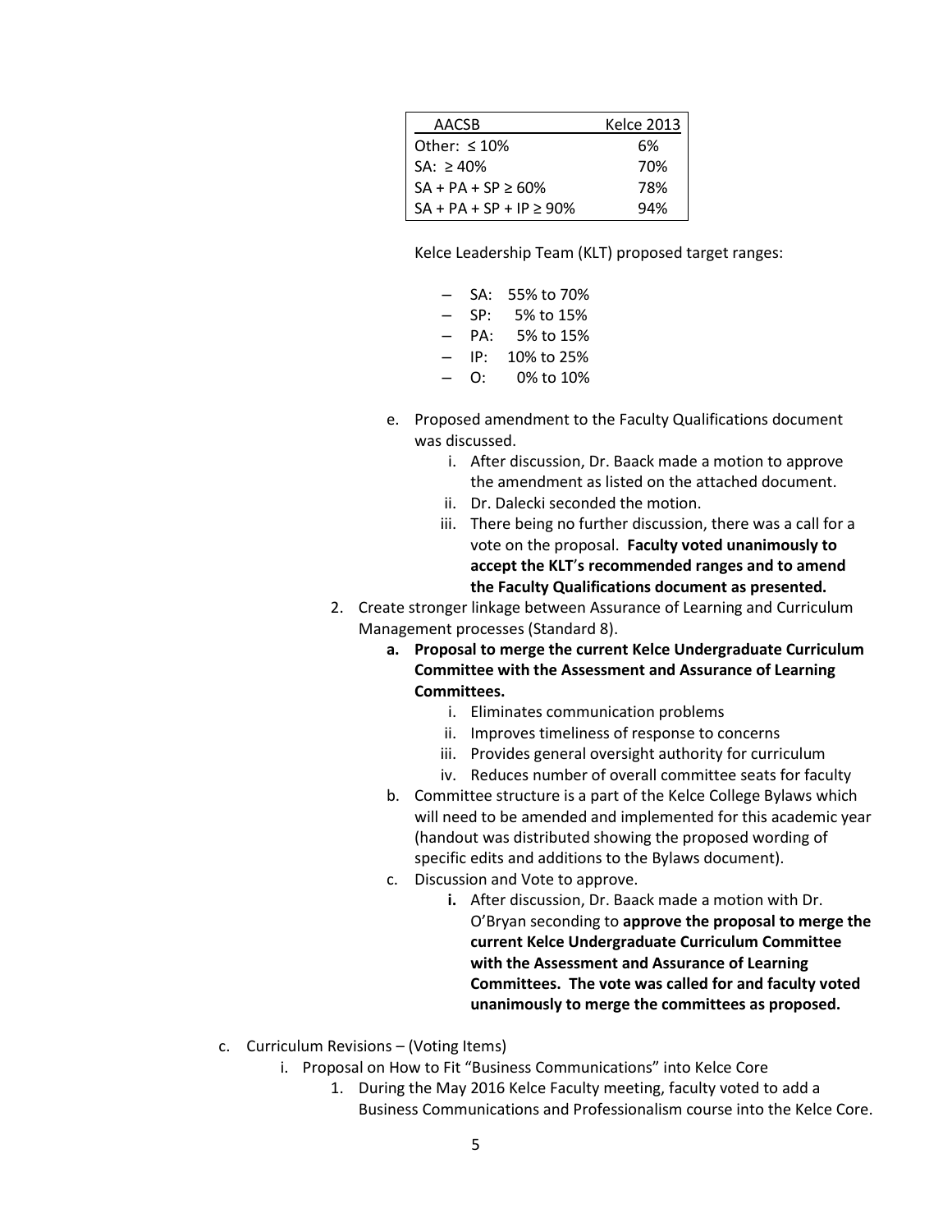| AACSB | Kelce 2013 |
| --- | --- |
| Other: ≤ 10% | 6% |
| SA: ≥ 40% | 70% |
| SA + PA + SP ≥ 60% | 78% |
| SA + PA + SP + IP ≥ 90% | 94% |

Kelce Leadership Team (KLT) proposed target ranges:

- SA: 55% to 70%
- SP: 5% to 15%
- PA: 5% to 15%
- IP: 10% to 25%
- O: 0% to 10%

e. Proposed amendment to the Faculty Qualifications document was discussed.
   i. After discussion, Dr. Baack made a motion to approve the amendment as listed on the attached document.
   ii. Dr. Dalecki seconded the motion.
   iii. There being no further discussion, there was a call for a vote on the proposal. **Faculty voted unanimously to accept the KLT's recommended ranges and to amend the Faculty Qualifications document as presented.**

2. Create stronger linkage between Assurance of Learning and Curriculum Management processes (Standard 8).
   a. **Proposal to merge the current Kelce Undergraduate Curriculum Committee with the Assessment and Assurance of Learning Committees.**
      i. Eliminates communication problems
      ii. Improves timeliness of response to concerns
      iii. Provides general oversight authority for curriculum
      iv. Reduces number of overall committee seats for faculty
   b. Committee structure is a part of the Kelce College Bylaws which will need to be amended and implemented for this academic year (handout was distributed showing the proposed wording of specific edits and additions to the Bylaws document).
   c. Discussion and Vote to approve.
      i. After discussion, Dr. Baack made a motion with Dr. O'Bryan seconding to **approve the proposal to merge the current Kelce Undergraduate Curriculum Committee with the Assessment and Assurance of Learning Committees. The vote was called for and faculty voted unanimously to merge the committees as proposed.**

c. Curriculum Revisions – (Voting Items)
   i. Proposal on How to Fit "Business Communications" into Kelce Core
      1. During the May 2016 Kelce Faculty meeting, faculty voted to add a Business Communications and Professionalism course into the Kelce Core.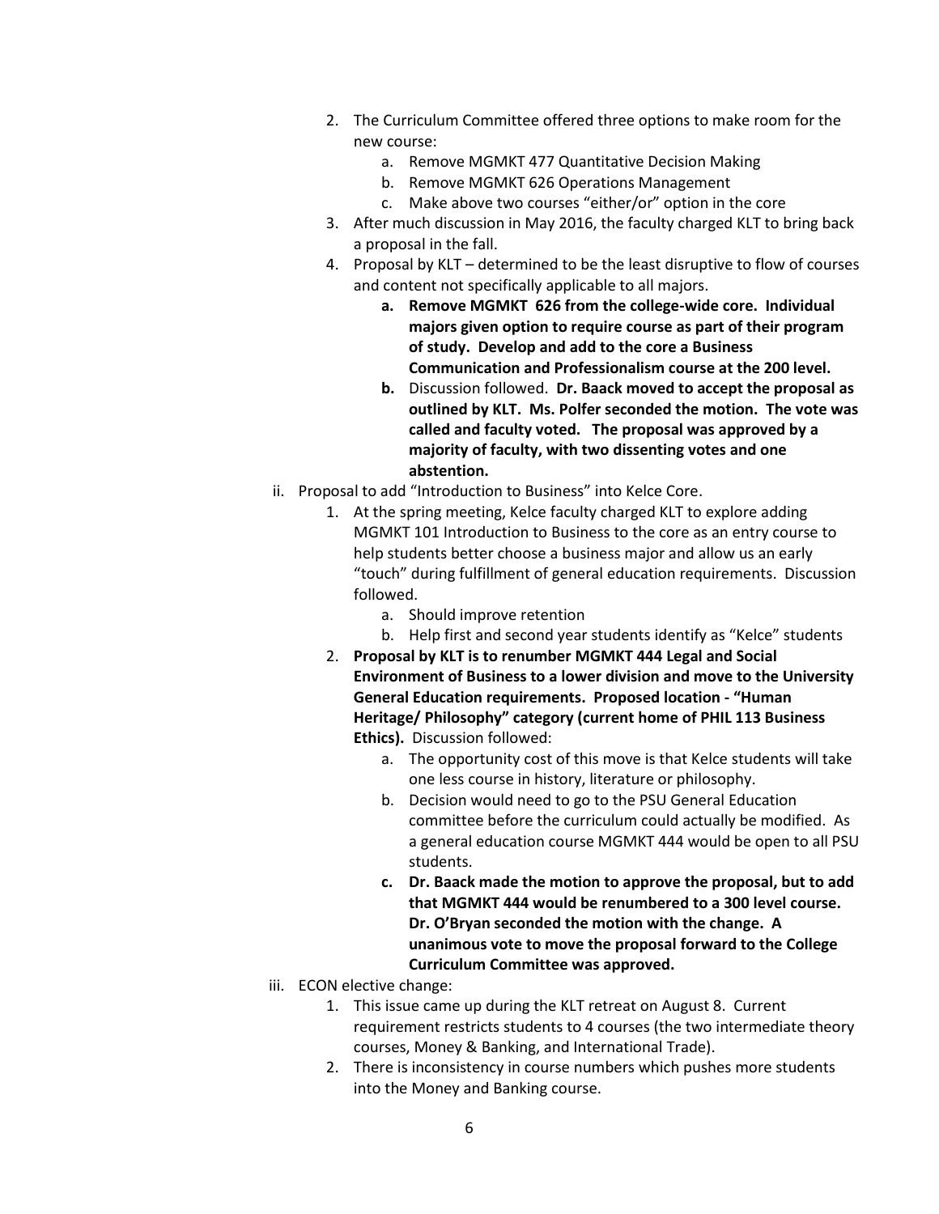2. The Curriculum Committee offered three options to make room for the new course:
    a. Remove MGMKT 477 Quantitative Decision Making
    b. Remove MGMKT 626 Operations Management
    c. Make above two courses "either/or" option in the core
3. After much discussion in May 2016, the faculty charged KLT to bring back a proposal in the fall.
4. Proposal by KLT – determined to be the least disruptive to flow of courses and content not specifically applicable to all majors.
    a. **Remove MGMKT 626 from the college-wide core. Individual majors given option to require course as part of their program of study. Develop and add to the core a Business Communication and Professionalism course at the 200 level.**
    b. Discussion followed. **Dr. Baack moved to accept the proposal as outlined by KLT. Ms. Polfer seconded the motion. The vote was called and faculty voted. The proposal was approved by a majority of faculty, with two dissenting votes and one abstention.**

ii. Proposal to add "Introduction to Business" into Kelce Core.

1. At the spring meeting, Kelce faculty charged KLT to explore adding MGMKT 101 Introduction to Business to the core as an entry course to help students better choose a business major and allow us an early "touch" during fulfillment of general education requirements. Discussion followed.
    a. Should improve retention
    b. Help first and second year students identify as "Kelce" students
2. **Proposal by KLT is to renumber MGMKT 444 Legal and Social Environment of Business to a lower division and move to the University General Education requirements. Proposed location - "Human Heritage/ Philosophy" category (current home of PHIL 113 Business Ethics).** Discussion followed:
    a. The opportunity cost of this move is that Kelce students will take one less course in history, literature or philosophy.
    b. Decision would need to go to the PSU General Education committee before the curriculum could actually be modified. As a general education course MGMKT 444 would be open to all PSU students.
    c. **Dr. Baack made the motion to approve the proposal, but to add that MGMKT 444 would be renumbered to a 300 level course. Dr. O'Bryan seconded the motion with the change. A unanimous vote to move the proposal forward to the College Curriculum Committee was approved.**

iii. ECON elective change:

1. This issue came up during the KLT retreat on August 8. Current requirement restricts students to 4 courses (the two intermediate theory courses, Money & Banking, and International Trade).
2. There is inconsistency in course numbers which pushes more students into the Money and Banking course.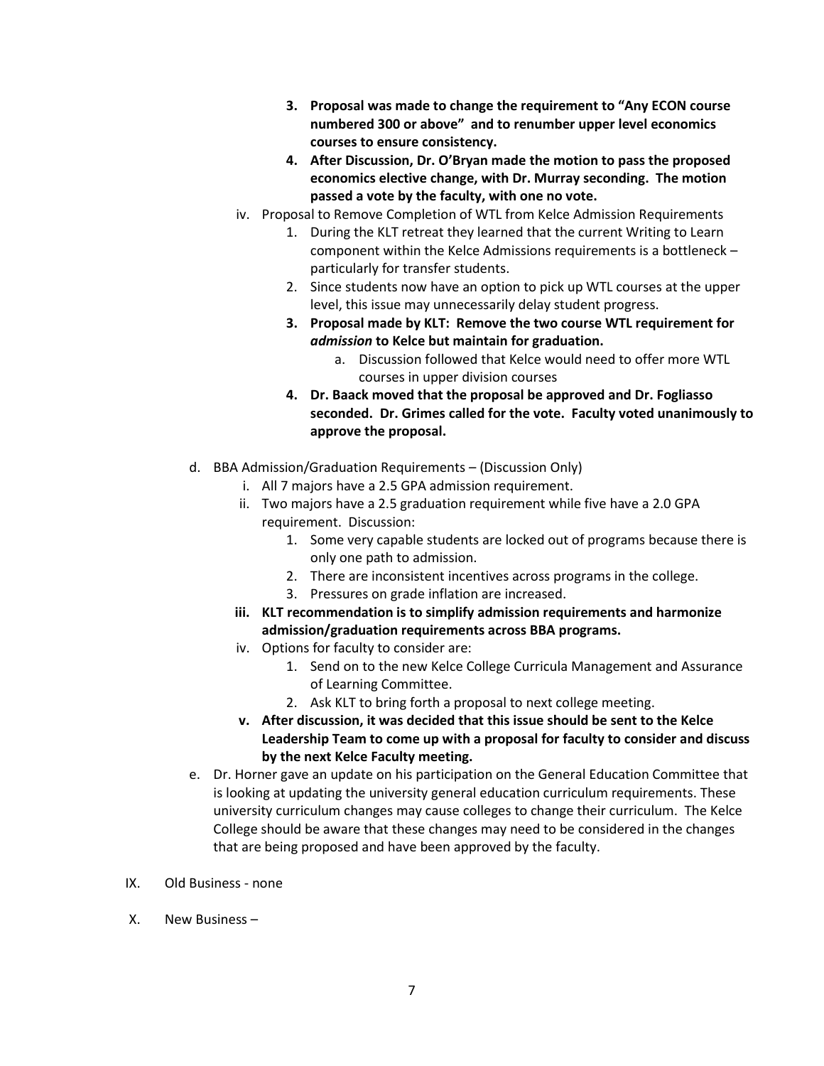3. **Proposal was made to change the requirement to "Any ECON course numbered 300 or above" and to renumber upper level economics courses to ensure consistency.**
4. **After Discussion, Dr. O'Bryan made the motion to pass the proposed economics elective change, with Dr. Murray seconding. The motion passed a vote by the faculty, with one no vote.**

iv. Proposal to Remove Completion of WTL from Kelce Admission Requirements

1. During the KLT retreat they learned that the current Writing to Learn component within the Kelce Admissions requirements is a bottleneck – particularly for transfer students.
2. Since students now have an option to pick up WTL courses at the upper level, this issue may unnecessarily delay student progress.
3. **Proposal made by KLT: Remove the two course WTL requirement for *admission* to Kelce but maintain for graduation.**
   a. Discussion followed that Kelce would need to offer more WTL courses in upper division courses
4. **Dr. Baack moved that the proposal be approved and Dr. Fogliasso seconded. Dr. Grimes called for the vote. Faculty voted unanimously to approve the proposal.**

d. BBA Admission/Graduation Requirements – (Discussion Only)

i. All 7 majors have a 2.5 GPA admission requirement.

ii. Two majors have a 2.5 graduation requirement while five have a 2.0 GPA requirement. Discussion:

1. Some very capable students are locked out of programs because there is only one path to admission.
2. There are inconsistent incentives across programs in the college.
3. Pressures on grade inflation are increased.

**iii. KLT recommendation is to simplify admission requirements and harmonize admission/graduation requirements across BBA programs.**

iv. Options for faculty to consider are:

1. Send on to the new Kelce College Curricula Management and Assurance of Learning Committee.
2. Ask KLT to bring forth a proposal to next college meeting.

**v. After discussion, it was decided that this issue should be sent to the Kelce Leadership Team to come up with a proposal for faculty to consider and discuss by the next Kelce Faculty meeting.**

e. Dr. Horner gave an update on his participation on the General Education Committee that is looking at updating the university general education curriculum requirements. These university curriculum changes may cause colleges to change their curriculum. The Kelce College should be aware that these changes may need to be considered in the changes that are being proposed and have been approved by the faculty.

IX. Old Business - none

X. New Business –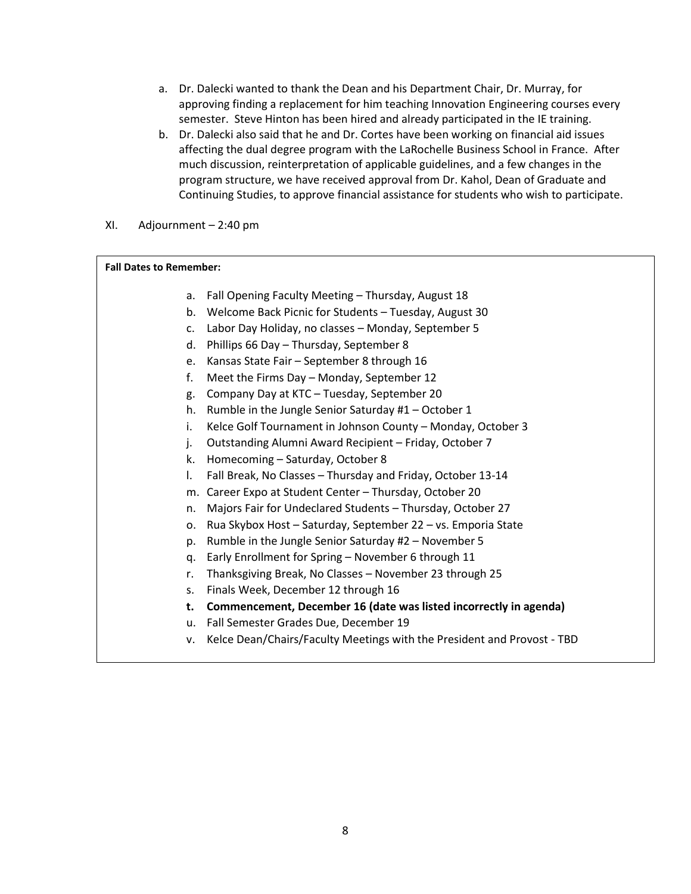a. Dr. Dalecki wanted to thank the Dean and his Department Chair, Dr. Murray, for approving finding a replacement for him teaching Innovation Engineering courses every semester. Steve Hinton has been hired and already participated in the IE training.
b. Dr. Dalecki also said that he and Dr. Cortes have been working on financial aid issues affecting the dual degree program with the LaRochelle Business School in France. After much discussion, reinterpretation of applicable guidelines, and a few changes in the program structure, we have received approval from Dr. Kahol, Dean of Graduate and Continuing Studies, to approve financial assistance for students who wish to participate.

XI. Adjournment – 2:40 pm

**Fall Dates to Remember:**

a. Fall Opening Faculty Meeting – Thursday, August 18
b. Welcome Back Picnic for Students – Tuesday, August 30
c. Labor Day Holiday, no classes – Monday, September 5
d. Phillips 66 Day – Thursday, September 8
e. Kansas State Fair – September 8 through 16
f. Meet the Firms Day – Monday, September 12
g. Company Day at KTC – Tuesday, September 20
h. Rumble in the Jungle Senior Saturday #1 – October 1
i. Kelce Golf Tournament in Johnson County – Monday, October 3
j. Outstanding Alumni Award Recipient – Friday, October 7
k. Homecoming – Saturday, October 8
l. Fall Break, No Classes – Thursday and Friday, October 13-14
m. Career Expo at Student Center – Thursday, October 20
n. Majors Fair for Undeclared Students – Thursday, October 27
o. Rua Skybox Host – Saturday, September 22 – vs. Emporia State
p. Rumble in the Jungle Senior Saturday #2 – November 5
q. Early Enrollment for Spring – November 6 through 11
r. Thanksgiving Break, No Classes – November 23 through 25
s. Finals Week, December 12 through 16
**t. Commencement, December 16 (date was listed incorrectly in agenda)**
u. Fall Semester Grades Due, December 19
v. Kelce Dean/Chairs/Faculty Meetings with the President and Provost - TBD